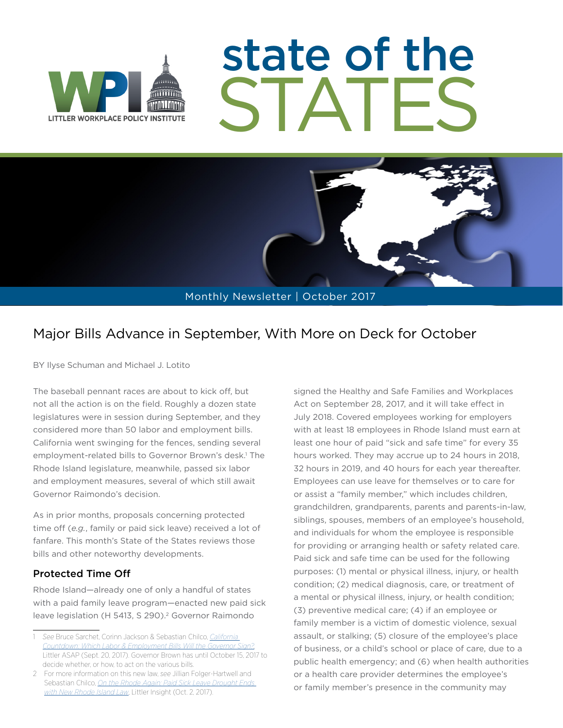# state of the STATES

LITTLER WORKPLACE POLICY INSTITUTE

Monthly Newsletter | October 2017

## Major Bills Advance in September, With More on Deck for October

BY Ilyse Schuman and Michael J. Lotito

The baseball pennant races are about to kick off, but not all the action is on the field. Roughly a dozen state legislatures were in session during September, and they considered more than 50 labor and employment bills. California went swinging for the fences, sending several employment-related bills to Governor Brown's desk.[1] The Rhode Island legislature, meanwhile, passed six labor and employment measures, several of which still await Governor Raimondo's decision.

As in prior months, proposals concerning protected time off (*e.g.*, family or paid sick leave) received a lot of fanfare. This month's State of the States reviews those bills and other noteworthy developments.

### Protected Time Off

Rhode Island—already one of only a handful of states with a paid family leave program—enacted new paid sick leave legislation (H 5413, S 290).[2] Governor Raimondo signed the Healthy and Safe Families and Workplaces Act on September 28, 2017, and it will take effect in July 2018. Covered employees working for employers with at least 18 employees in Rhode Island must earn at least one hour of paid "sick and safe time" for every 35 hours worked. They may accrue up to 24 hours in 2018, 32 hours in 2019, and 40 hours for each year thereafter. Employees can use leave for themselves or to care for or assist a "family member," which includes children, grandchildren, grandparents, parents and parents-in-law, siblings, spouses, members of an employee's household, and individuals for whom the employee is responsible for providing or arranging health or safety related care. Paid sick and safe time can be used for the following purposes: (1) mental or physical illness, injury, or health condition; (2) medical diagnosis, care, or treatment of a mental or physical illness, injury, or health condition; (3) preventive medical care; (4) if an employee or family member is a victim of domestic violence, sexual assault, or stalking; (5) closure of the employee's place of business, or a child's school or place of care, due to a public health emergency; and (6) when health authorities or a health care provider determines the employee's or family member's presence in the community may

---

1 *See* Bruce Sarchet, Corinn Jackson & Sebastian Chilco, *California Countdown: Which Labor & Employment Bills Will the Governor Sign?*, Littler ASAP (Sept. 20, 2017). Governor Brown has until October 15, 2017 to decide whether, or how, to act on the various bills.

2 For more information on this new law, *see* Jillian Folger-Hartwell and Sebastian Chilco, *On the Rhode Again: Paid Sick Leave Drought Ends with New Rhode Island Law*, Littler Insight (Oct. 2, 2017).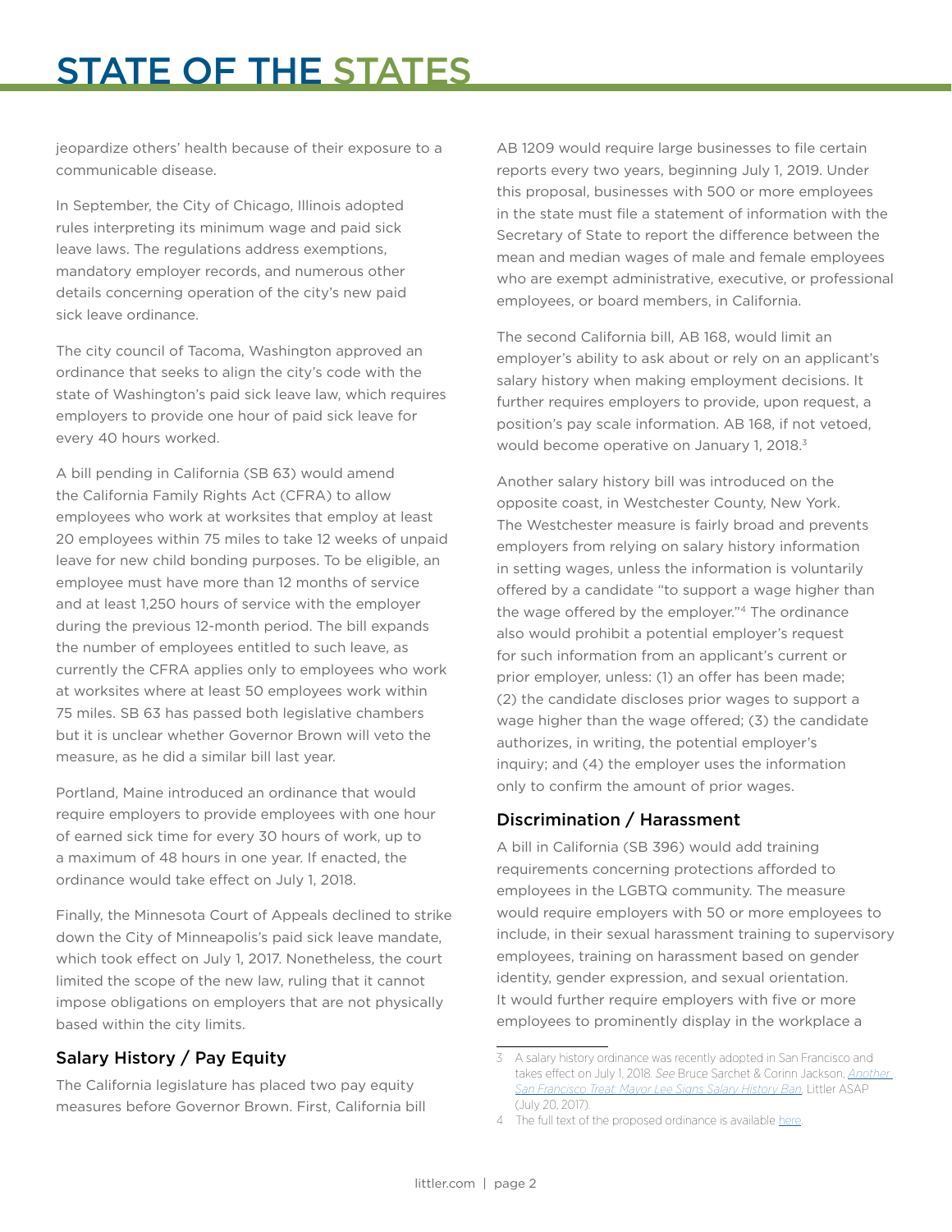jeopardize others' health because of their exposure to a communicable disease.

In September, the City of Chicago, Illinois adopted rules interpreting its minimum wage and paid sick leave laws. The regulations address exemptions, mandatory employer records, and numerous other details concerning operation of the city's new paid sick leave ordinance.

The city council of Tacoma, Washington approved an ordinance that seeks to align the city's code with the state of Washington's paid sick leave law, which requires employers to provide one hour of paid sick leave for every 40 hours worked.

A bill pending in California (SB 63) would amend the California Family Rights Act (CFRA) to allow employees who work at worksites that employ at least 20 employees within 75 miles to take 12 weeks of unpaid leave for new child bonding purposes. To be eligible, an employee must have more than 12 months of service and at least 1,250 hours of service with the employer during the previous 12-month period. The bill expands the number of employees entitled to such leave, as currently the CFRA applies only to employees who work at worksites where at least 50 employees work within 75 miles. SB 63 has passed both legislative chambers but it is unclear whether Governor Brown will veto the measure, as he did a similar bill last year.

Portland, Maine introduced an ordinance that would require employers to provide employees with one hour of earned sick time for every 30 hours of work, up to a maximum of 48 hours in one year. If enacted, the ordinance would take effect on July 1, 2018.

Finally, the Minnesota Court of Appeals declined to strike down the City of Minneapolis's paid sick leave mandate, which took effect on July 1, 2017. Nonetheless, the court limited the scope of the new law, ruling that it cannot impose obligations on employers that are not physically based within the city limits.

## Salary History / Pay Equity

The California legislature has placed two pay equity measures before Governor Brown. First, California bill AB 1209 would require large businesses to file certain reports every two years, beginning July 1, 2019. Under this proposal, businesses with 500 or more employees in the state must file a statement of information with the Secretary of State to report the difference between the mean and median wages of male and female employees who are exempt administrative, executive, or professional employees, or board members, in California.

The second California bill, AB 168, would limit an employer's ability to ask about or rely on an applicant's salary history when making employment decisions. It further requires employers to provide, upon request, a position's pay scale information. AB 168, if not vetoed, would become operative on January 1, 2018.[3]

Another salary history bill was introduced on the opposite coast, in Westchester County, New York. The Westchester measure is fairly broad and prevents employers from relying on salary history information in setting wages, unless the information is voluntarily offered by a candidate "to support a wage higher than the wage offered by the employer."[4] The ordinance also would prohibit a potential employer's request for such information from an applicant's current or prior employer, unless: (1) an offer has been made; (2) the candidate discloses prior wages to support a wage higher than the wage offered; (3) the candidate authorizes, in writing, the potential employer's inquiry; and (4) the employer uses the information only to confirm the amount of prior wages.

## Discrimination / Harassment

A bill in California (SB 396) would add training requirements concerning protections afforded to employees in the LGBTQ community. The measure would require employers with 50 or more employees to include, in their sexual harassment training to supervisory employees, training on harassment based on gender identity, gender expression, and sexual orientation. It would further require employers with five or more employees to prominently display in the workplace a

---

[3] A salary history ordinance was recently adopted in San Francisco and takes effect on July 1, 2018. *See* Bruce Sarchet & Corinn Jackson, *Another San Francisco Treat: Mayor Lee Signs Salary History Ban*, Littler ASAP (July 20, 2017).

[4] The full text of the proposed ordinance is available here.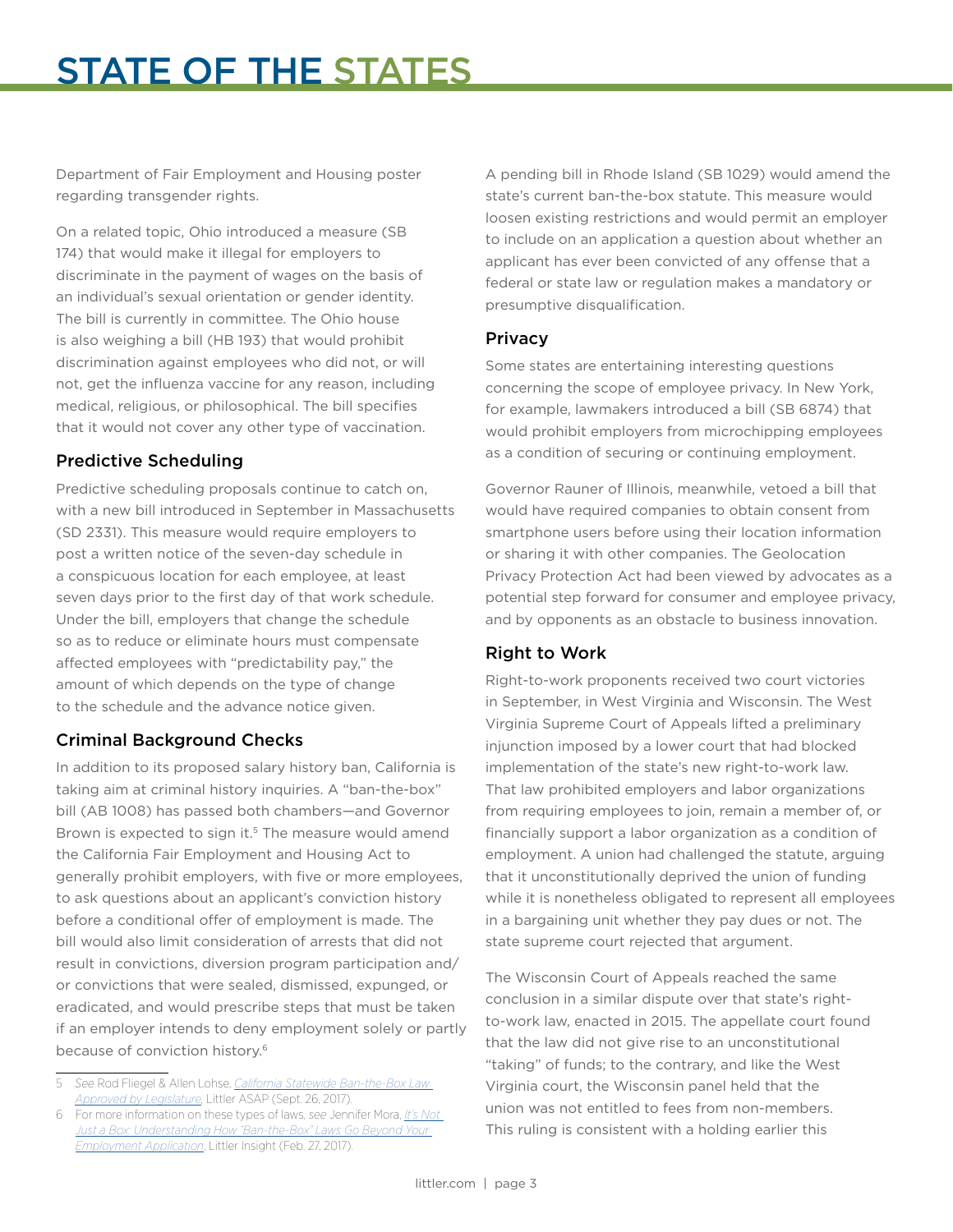Department of Fair Employment and Housing poster regarding transgender rights.

On a related topic, Ohio introduced a measure (SB 174) that would make it illegal for employers to discriminate in the payment of wages on the basis of an individual's sexual orientation or gender identity. The bill is currently in committee. The Ohio house is also weighing a bill (HB 193) that would prohibit discrimination against employees who did not, or will not, get the influenza vaccine for any reason, including medical, religious, or philosophical. The bill specifies that it would not cover any other type of vaccination.

### Predictive Scheduling

Predictive scheduling proposals continue to catch on, with a new bill introduced in September in Massachusetts (SD 2331). This measure would require employers to post a written notice of the seven-day schedule in a conspicuous location for each employee, at least seven days prior to the first day of that work schedule. Under the bill, employers that change the schedule so as to reduce or eliminate hours must compensate affected employees with "predictability pay," the amount of which depends on the type of change to the schedule and the advance notice given.

### Criminal Background Checks

In addition to its proposed salary history ban, California is taking aim at criminal history inquiries. A "ban-the-box" bill (AB 1008) has passed both chambers—and Governor Brown is expected to sign it.[5] The measure would amend the California Fair Employment and Housing Act to generally prohibit employers, with five or more employees, to ask questions about an applicant's conviction history before a conditional offer of employment is made. The bill would also limit consideration of arrests that did not result in convictions, diversion program participation and/or convictions that were sealed, dismissed, expunged, or eradicated, and would prescribe steps that must be taken if an employer intends to deny employment solely or partly because of conviction history.[6]

A pending bill in Rhode Island (SB 1029) would amend the state's current ban-the-box statute. This measure would loosen existing restrictions and would permit an employer to include on an application a question about whether an applicant has ever been convicted of any offense that a federal or state law or regulation makes a mandatory or presumptive disqualification.

### Privacy

Some states are entertaining interesting questions concerning the scope of employee privacy. In New York, for example, lawmakers introduced a bill (SB 6874) that would prohibit employers from microchipping employees as a condition of securing or continuing employment.

Governor Rauner of Illinois, meanwhile, vetoed a bill that would have required companies to obtain consent from smartphone users before using their location information or sharing it with other companies. The Geolocation Privacy Protection Act had been viewed by advocates as a potential step forward for consumer and employee privacy, and by opponents as an obstacle to business innovation.

### Right to Work

Right-to-work proponents received two court victories in September, in West Virginia and Wisconsin. The West Virginia Supreme Court of Appeals lifted a preliminary injunction imposed by a lower court that had blocked implementation of the state's new right-to-work law. That law prohibited employers and labor organizations from requiring employees to join, remain a member of, or financially support a labor organization as a condition of employment. A union had challenged the statute, arguing that it unconstitutionally deprived the union of funding while it is nonetheless obligated to represent all employees in a bargaining unit whether they pay dues or not. The state supreme court rejected that argument.

The Wisconsin Court of Appeals reached the same conclusion in a similar dispute over that state's right-to-work law, enacted in 2015. The appellate court found that the law did not give rise to an unconstitutional "taking" of funds; to the contrary, and like the West Virginia court, the Wisconsin panel held that the union was not entitled to fees from non-members. This ruling is consistent with a holding earlier this

---

5 *See* Rod Fliegel & Allen Lohse, *California Statewide Ban-the-Box Law Approved by Legislature*, Littler ASAP (Sept. 26, 2017).

6 For more information on these types of laws, *see* Jennifer Mora, *It's Not Just a Box: Understanding How 'Ban-the-Box' Laws Go Beyond Your Employment Application*, Littler Insight (Feb. 27, 2017).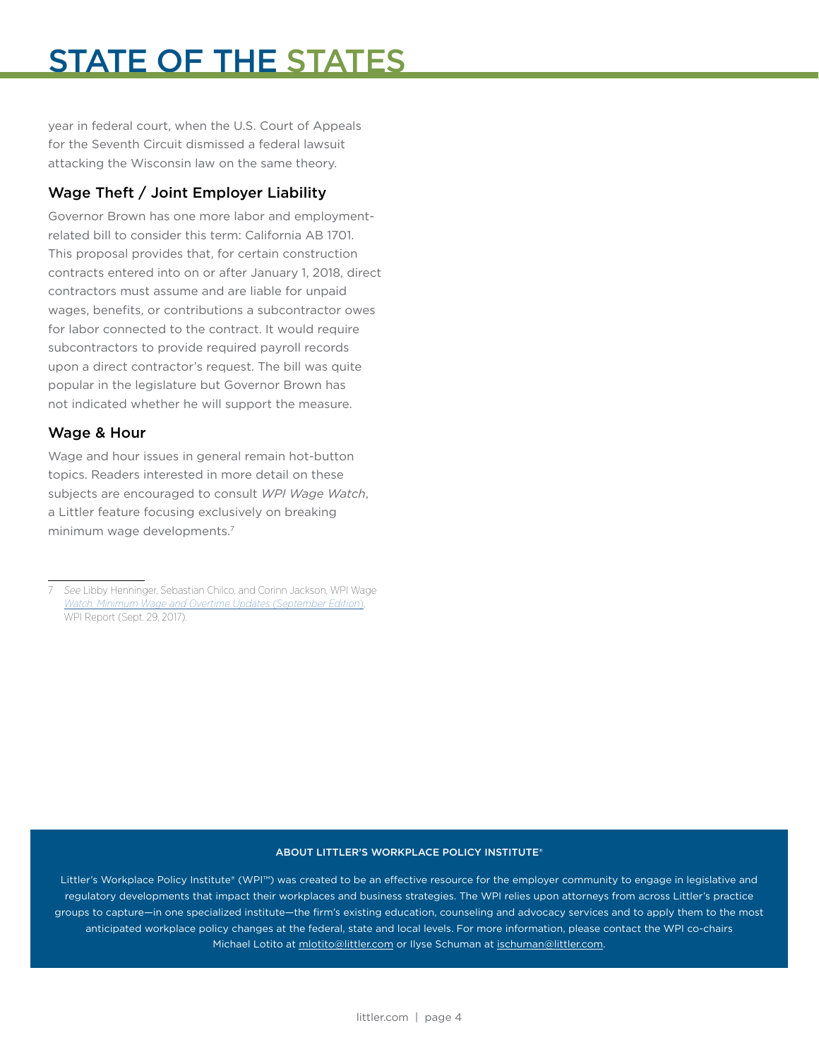year in federal court, when the U.S. Court of Appeals for the Seventh Circuit dismissed a federal lawsuit attacking the Wisconsin law on the same theory.

### Wage Theft / Joint Employer Liability

Governor Brown has one more labor and employment-related bill to consider this term: California AB 1701. This proposal provides that, for certain construction contracts entered into on or after January 1, 2018, direct contractors must assume and are liable for unpaid wages, benefits, or contributions a subcontractor owes for labor connected to the contract. It would require subcontractors to provide required payroll records upon a direct contractor's request. The bill was quite popular in the legislature but Governor Brown has not indicated whether he will support the measure.

### Wage & Hour

Wage and hour issues in general remain hot-button topics. Readers interested in more detail on these subjects are encouraged to consult *WPI Wage Watch*, a Littler feature focusing exclusively on breaking minimum wage developments.[7]

---

7 *See* Libby Henninger, Sebastian Chilco, and Corinn Jackson, WPI Wage *Watch: Minimum Wage and Overtime Updates (September Edition)*, WPI Report (Sept. 29, 2017).

**ABOUT LITTLER'S WORKPLACE POLICY INSTITUTE®**

Littler's Workplace Policy Institute® (WPI™) was created to be an effective resource for the employer community to engage in legislative and regulatory developments that impact their workplaces and business strategies. The WPI relies upon attorneys from across Littler's practice groups to capture—in one specialized institute—the firm's existing education, counseling and advocacy services and to apply them to the most anticipated workplace policy changes at the federal, state and local levels. For more information, please contact the WPI co-chairs Michael Lotito at mlotito@littler.com or Ilyse Schuman at ischuman@littler.com.